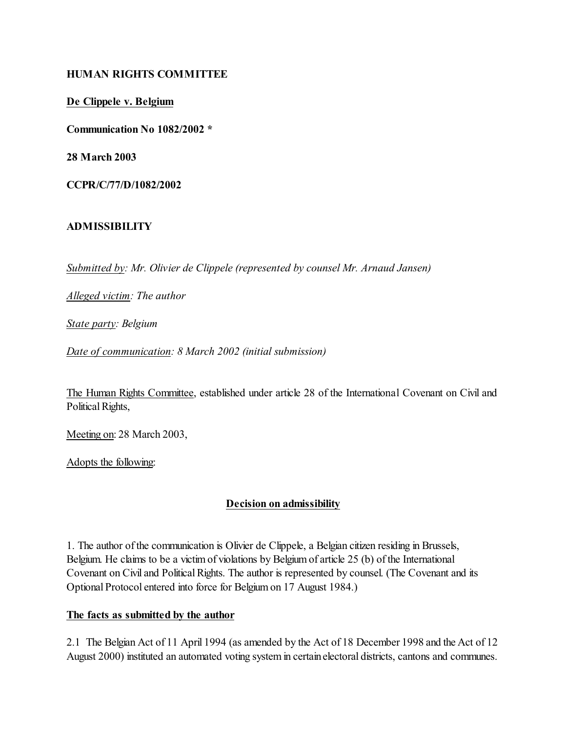**HUMAN RIGHTS COMMITTEE**

**<u>De Clippele v. Belgium</u>**

**Communication No 1082/2002 \***

**28 March 2003**

**CCPR/C/77/D/1082/2002**

**ADMISSIBILITY**

*<u>Submitted by</u>: Mr. Olivier de Clippele (represented by counsel Mr. Arnaud Jansen)*

*<u>Alleged victim</u>: The author*

*<u>State party</u>: Belgium*

*<u>Date of communication</u>: 8 March 2002 (initial submission)*

<u>The Human Rights Committee</u>, established under article 28 of the International Covenant on Civil and Political Rights,

<u>Meeting on</u>: 28 March 2003,

<u>Adopts the following</u>:

**<u>Decision on admissibility</u>**

1. The author of the communication is Olivier de Clippele, a Belgian citizen residing in Brussels, Belgium. He claims to be a victim of violations by Belgium of article 25 (b) of the International Covenant on Civil and Political Rights. The author is represented by counsel. (The Covenant and its Optional Protocol entered into force for Belgium on 17 August 1984.)

**<u>The facts as submitted by the author</u>**

2.1 The Belgian Act of 11 April 1994 (as amended by the Act of 18 December 1998 and the Act of 12 August 2000) instituted an automated voting system in certain electoral districts, cantons and communes.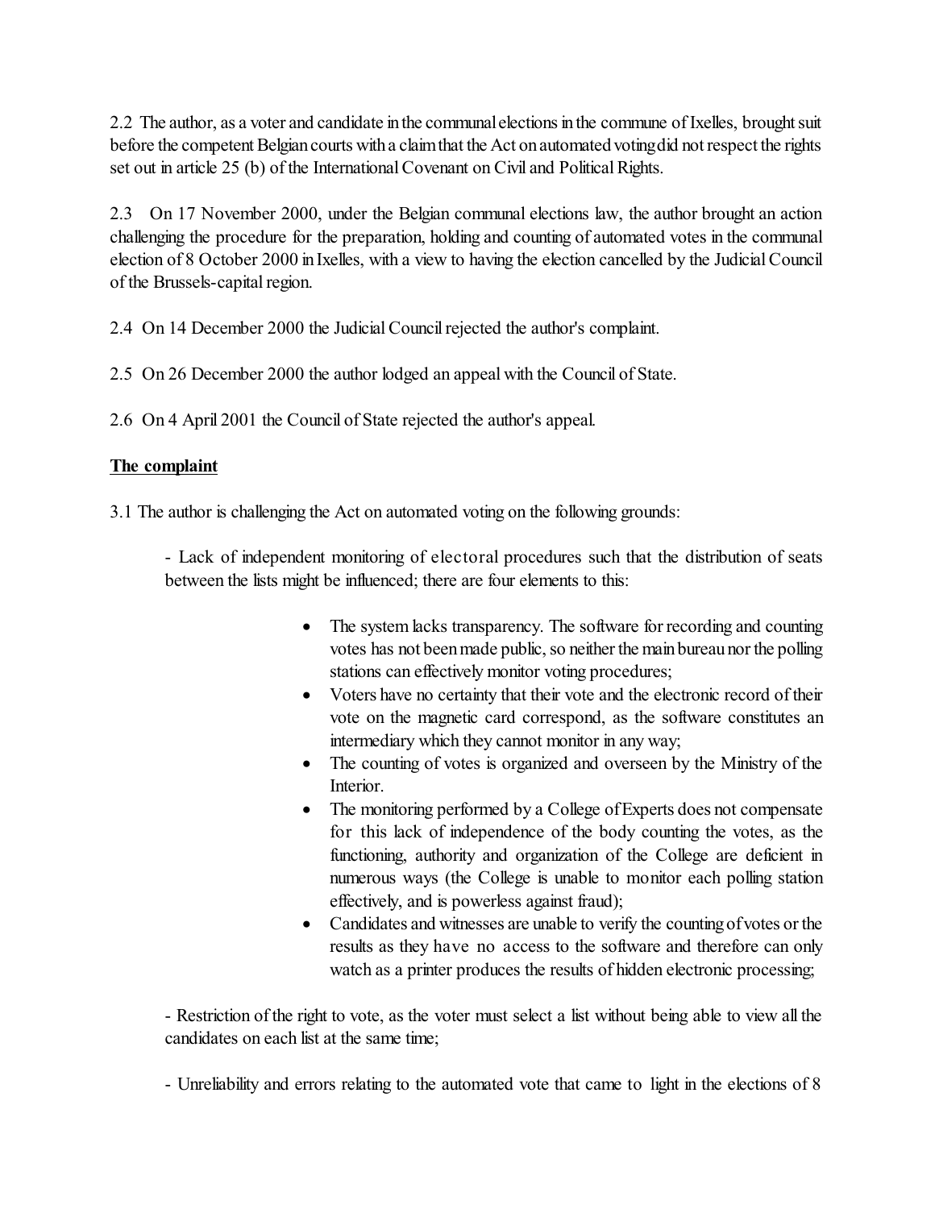2.2 The author, as a voter and candidate in the communal elections in the commune of Ixelles, brought suit before the competent Belgian courts with a claim that the Act on automated voting did not respect the rights set out in article 25 (b) of the International Covenant on Civil and Political Rights.

2.3 On 17 November 2000, under the Belgian communal elections law, the author brought an action challenging the procedure for the preparation, holding and counting of automated votes in the communal election of 8 October 2000 in Ixelles, with a view to having the election cancelled by the Judicial Council of the Brussels-capital region.

2.4 On 14 December 2000 the Judicial Council rejected the author's complaint.

2.5 On 26 December 2000 the author lodged an appeal with the Council of State.

2.6 On 4 April 2001 the Council of State rejected the author's appeal.

**The complaint**

3.1 The author is challenging the Act on automated voting on the following grounds:

- Lack of independent monitoring of electoral procedures such that the distribution of seats between the lists might be influenced; there are four elements to this:

    - The system lacks transparency. The software for recording and counting votes has not been made public, so neither the main bureau nor the polling stations can effectively monitor voting procedures;
    - Voters have no certainty that their vote and the electronic record of their vote on the magnetic card correspond, as the software constitutes an intermediary which they cannot monitor in any way;
    - The counting of votes is organized and overseen by the Ministry of the Interior.
    - The monitoring performed by a College of Experts does not compensate for this lack of independence of the body counting the votes, as the functioning, authority and organization of the College are deficient in numerous ways (the College is unable to monitor each polling station effectively, and is powerless against fraud);
    - Candidates and witnesses are unable to verify the counting of votes or the results as they have no access to the software and therefore can only watch as a printer produces the results of hidden electronic processing;

- Restriction of the right to vote, as the voter must select a list without being able to view all the candidates on each list at the same time;

- Unreliability and errors relating to the automated vote that came to light in the elections of 8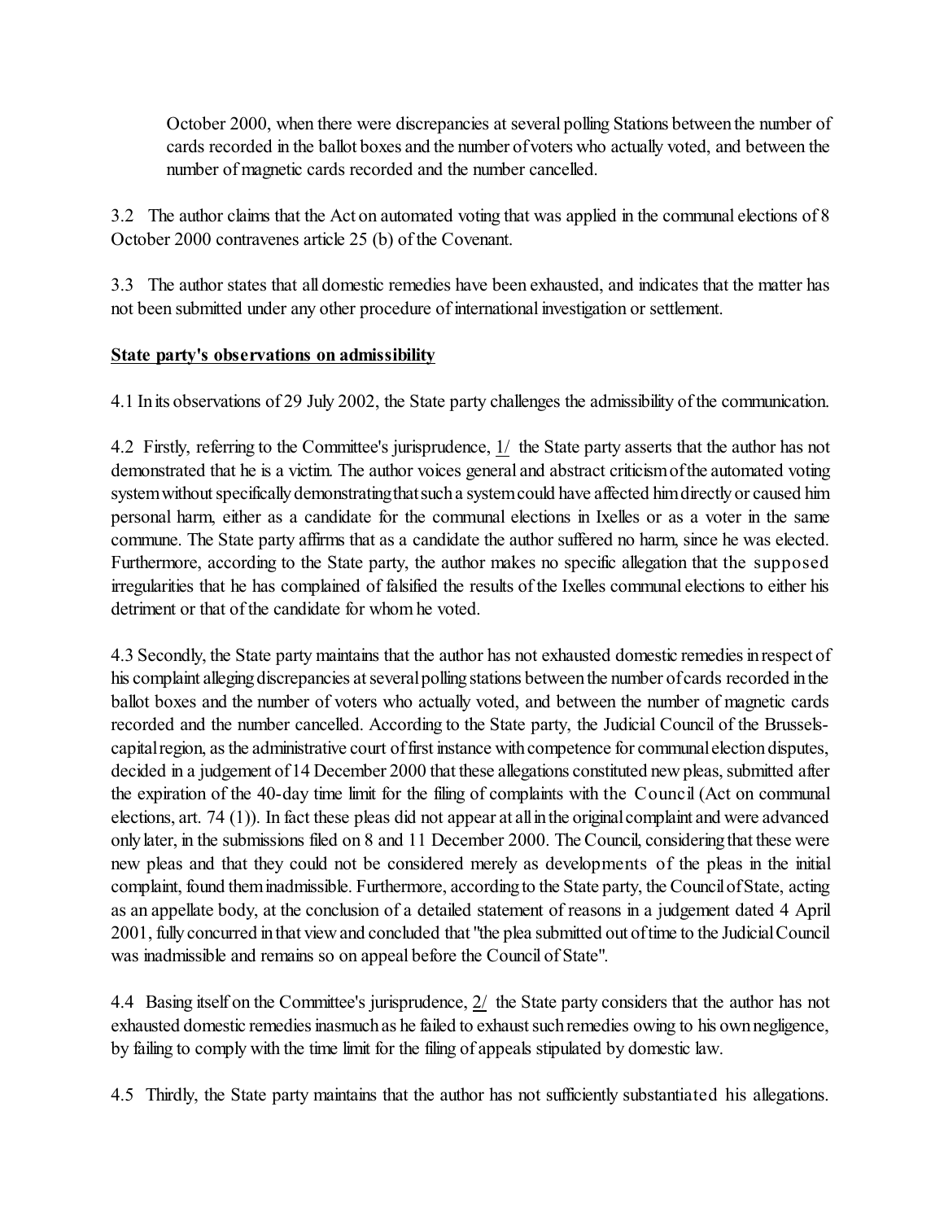October 2000, when there were discrepancies at several polling Stations between the number of cards recorded in the ballot boxes and the number of voters who actually voted, and between the number of magnetic cards recorded and the number cancelled.

3.2 The author claims that the Act on automated voting that was applied in the communal elections of 8 October 2000 contravenes article 25 (b) of the Covenant.

3.3 The author states that all domestic remedies have been exhausted, and indicates that the matter has not been submitted under any other procedure of international investigation or settlement.

**State party's observations on admissibility**

4.1 In its observations of 29 July 2002, the State party challenges the admissibility of the communication.

4.2 Firstly, referring to the Committee's jurisprudence, 1/ the State party asserts that the author has not demonstrated that he is a victim. The author voices general and abstract criticism of the automated voting system without specifically demonstrating that such a system could have affected him directly or caused him personal harm, either as a candidate for the communal elections in Ixelles or as a voter in the same commune. The State party affirms that as a candidate the author suffered no harm, since he was elected. Furthermore, according to the State party, the author makes no specific allegation that the supposed irregularities that he has complained of falsified the results of the Ixelles communal elections to either his detriment or that of the candidate for whom he voted.

4.3 Secondly, the State party maintains that the author has not exhausted domestic remedies in respect of his complaint alleging discrepancies at several polling stations between the number of cards recorded in the ballot boxes and the number of voters who actually voted, and between the number of magnetic cards recorded and the number cancelled. According to the State party, the Judicial Council of the Brussels-capital region, as the administrative court of first instance with competence for communal election disputes, decided in a judgement of 14 December 2000 that these allegations constituted new pleas, submitted after the expiration of the 40-day time limit for the filing of complaints with the Council (Act on communal elections, art. 74 (1)). In fact these pleas did not appear at all in the original complaint and were advanced only later, in the submissions filed on 8 and 11 December 2000. The Council, considering that these were new pleas and that they could not be considered merely as developments of the pleas in the initial complaint, found them inadmissible. Furthermore, according to the State party, the Council of State, acting as an appellate body, at the conclusion of a detailed statement of reasons in a judgement dated 4 April 2001, fully concurred in that view and concluded that "the plea submitted out of time to the Judicial Council was inadmissible and remains so on appeal before the Council of State".

4.4 Basing itself on the Committee's jurisprudence, 2/ the State party considers that the author has not exhausted domestic remedies inasmuch as he failed to exhaust such remedies owing to his own negligence, by failing to comply with the time limit for the filing of appeals stipulated by domestic law.

4.5 Thirdly, the State party maintains that the author has not sufficiently substantiated his allegations.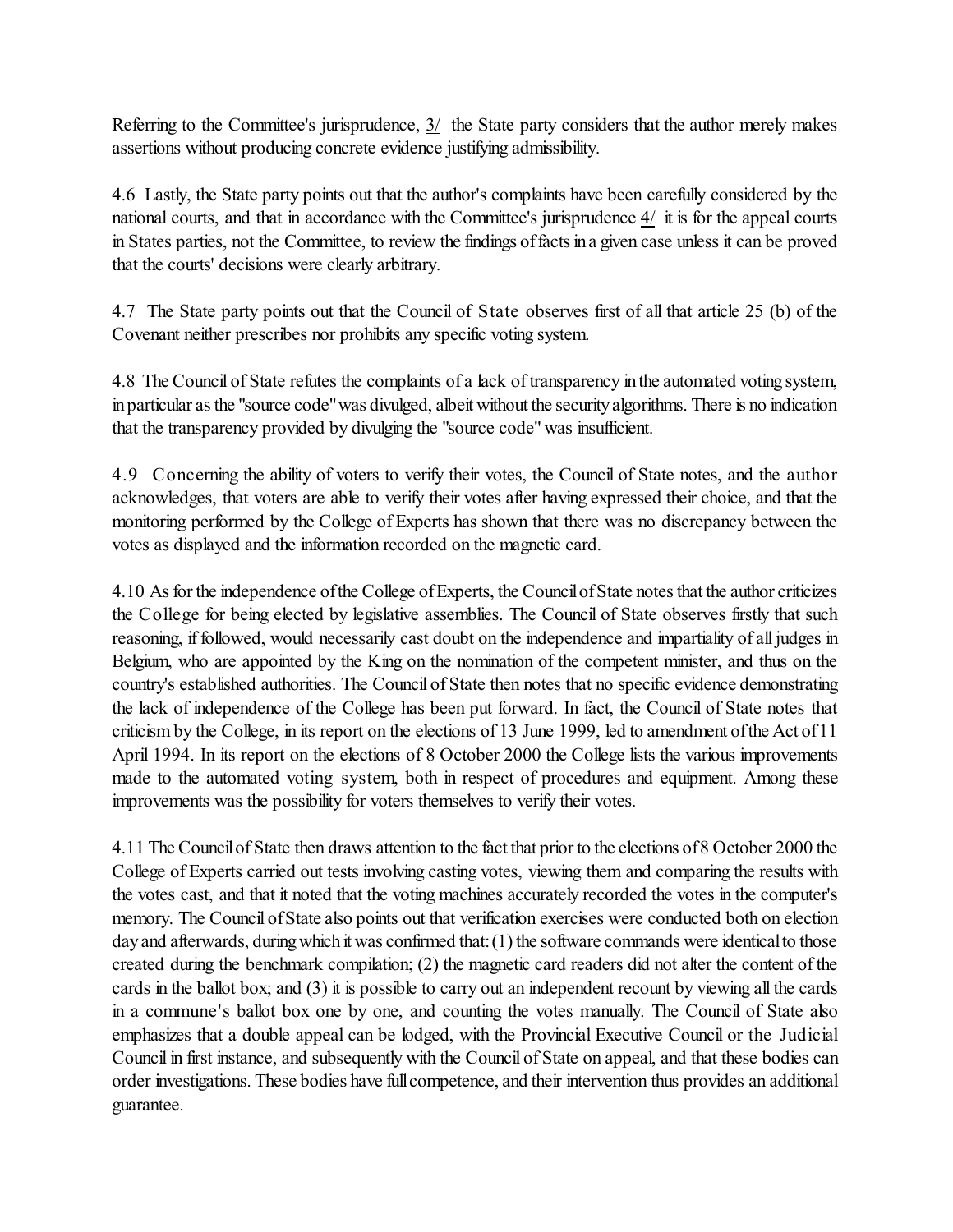Referring to the Committee's jurisprudence, 3/ the State party considers that the author merely makes assertions without producing concrete evidence justifying admissibility.

4.6 Lastly, the State party points out that the author's complaints have been carefully considered by the national courts, and that in accordance with the Committee's jurisprudence 4/ it is for the appeal courts in States parties, not the Committee, to review the findings of facts in a given case unless it can be proved that the courts' decisions were clearly arbitrary.

4.7 The State party points out that the Council of State observes first of all that article 25 (b) of the Covenant neither prescribes nor prohibits any specific voting system.

4.8 The Council of State refutes the complaints of a lack of transparency in the automated voting system, in particular as the "source code" was divulged, albeit without the security algorithms. There is no indication that the transparency provided by divulging the "source code" was insufficient.

4.9 Concerning the ability of voters to verify their votes, the Council of State notes, and the author acknowledges, that voters are able to verify their votes after having expressed their choice, and that the monitoring performed by the College of Experts has shown that there was no discrepancy between the votes as displayed and the information recorded on the magnetic card.

4.10 As for the independence of the College of Experts, the Council of State notes that the author criticizes the College for being elected by legislative assemblies. The Council of State observes firstly that such reasoning, if followed, would necessarily cast doubt on the independence and impartiality of all judges in Belgium, who are appointed by the King on the nomination of the competent minister, and thus on the country's established authorities. The Council of State then notes that no specific evidence demonstrating the lack of independence of the College has been put forward. In fact, the Council of State notes that criticism by the College, in its report on the elections of 13 June 1999, led to amendment of the Act of 11 April 1994. In its report on the elections of 8 October 2000 the College lists the various improvements made to the automated voting system, both in respect of procedures and equipment. Among these improvements was the possibility for voters themselves to verify their votes.

4.11 The Council of State then draws attention to the fact that prior to the elections of 8 October 2000 the College of Experts carried out tests involving casting votes, viewing them and comparing the results with the votes cast, and that it noted that the voting machines accurately recorded the votes in the computer's memory. The Council of State also points out that verification exercises were conducted both on election day and afterwards, during which it was confirmed that: (1) the software commands were identical to those created during the benchmark compilation; (2) the magnetic card readers did not alter the content of the cards in the ballot box; and (3) it is possible to carry out an independent recount by viewing all the cards in a commune's ballot box one by one, and counting the votes manually. The Council of State also emphasizes that a double appeal can be lodged, with the Provincial Executive Council or the Judicial Council in first instance, and subsequently with the Council of State on appeal, and that these bodies can order investigations. These bodies have full competence, and their intervention thus provides an additional guarantee.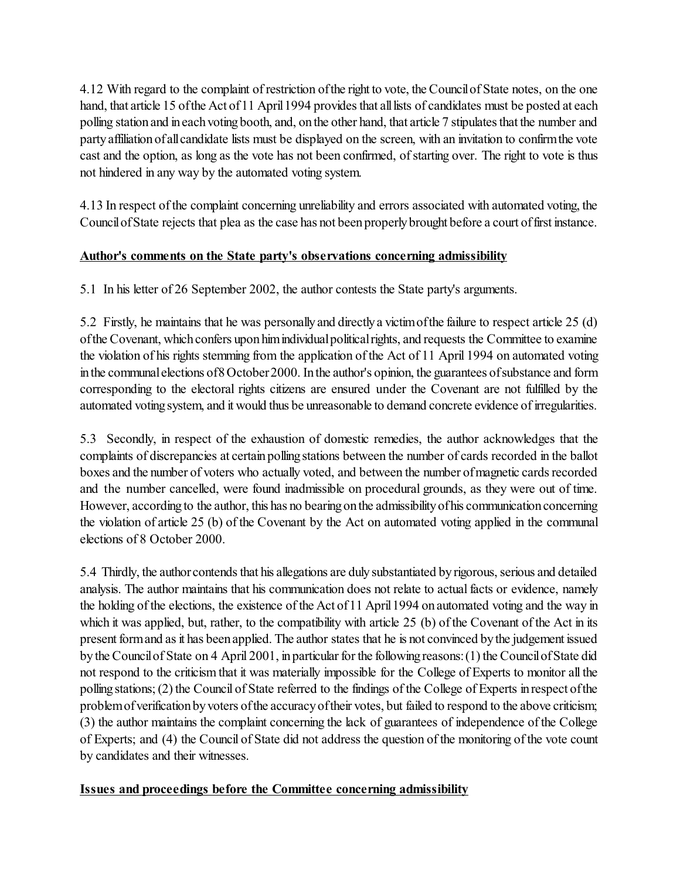4.12 With regard to the complaint of restriction of the right to vote, the Council of State notes, on the one hand, that article 15 of the Act of 11 April 1994 provides that all lists of candidates must be posted at each polling station and in each voting booth, and, on the other hand, that article 7 stipulates that the number and party affiliation of all candidate lists must be displayed on the screen, with an invitation to confirm the vote cast and the option, as long as the vote has not been confirmed, of starting over. The right to vote is thus not hindered in any way by the automated voting system.

4.13 In respect of the complaint concerning unreliability and errors associated with automated voting, the Council of State rejects that plea as the case has not been properly brought before a court of first instance.

**Author's comments on the State party's observations concerning admissibility**

5.1 In his letter of 26 September 2002, the author contests the State party's arguments.

5.2 Firstly, he maintains that he was personally and directly a victim of the failure to respect article 25 (d) of the Covenant, which confers upon him individual political rights, and requests the Committee to examine the violation of his rights stemming from the application of the Act of 11 April 1994 on automated voting in the communal elections of 8 October 2000. In the author's opinion, the guarantees of substance and form corresponding to the electoral rights citizens are ensured under the Covenant are not fulfilled by the automated voting system, and it would thus be unreasonable to demand concrete evidence of irregularities.

5.3 Secondly, in respect of the exhaustion of domestic remedies, the author acknowledges that the complaints of discrepancies at certain polling stations between the number of cards recorded in the ballot boxes and the number of voters who actually voted, and between the number of magnetic cards recorded and the number cancelled, were found inadmissible on procedural grounds, as they were out of time. However, according to the author, this has no bearing on the admissibility of his communication concerning the violation of article 25 (b) of the Covenant by the Act on automated voting applied in the communal elections of 8 October 2000.

5.4 Thirdly, the author contends that his allegations are duly substantiated by rigorous, serious and detailed analysis. The author maintains that his communication does not relate to actual facts or evidence, namely the holding of the elections, the existence of the Act of 11 April 1994 on automated voting and the way in which it was applied, but, rather, to the compatibility with article 25 (b) of the Covenant of the Act in its present form and as it has been applied. The author states that he is not convinced by the judgement issued by the Council of State on 4 April 2001, in particular for the following reasons: (1) the Council of State did not respond to the criticism that it was materially impossible for the College of Experts to monitor all the polling stations; (2) the Council of State referred to the findings of the College of Experts in respect of the problem of verification by voters of the accuracy of their votes, but failed to respond to the above criticism; (3) the author maintains the complaint concerning the lack of guarantees of independence of the College of Experts; and (4) the Council of State did not address the question of the monitoring of the vote count by candidates and their witnesses.

**Issues and proceedings before the Committee concerning admissibility**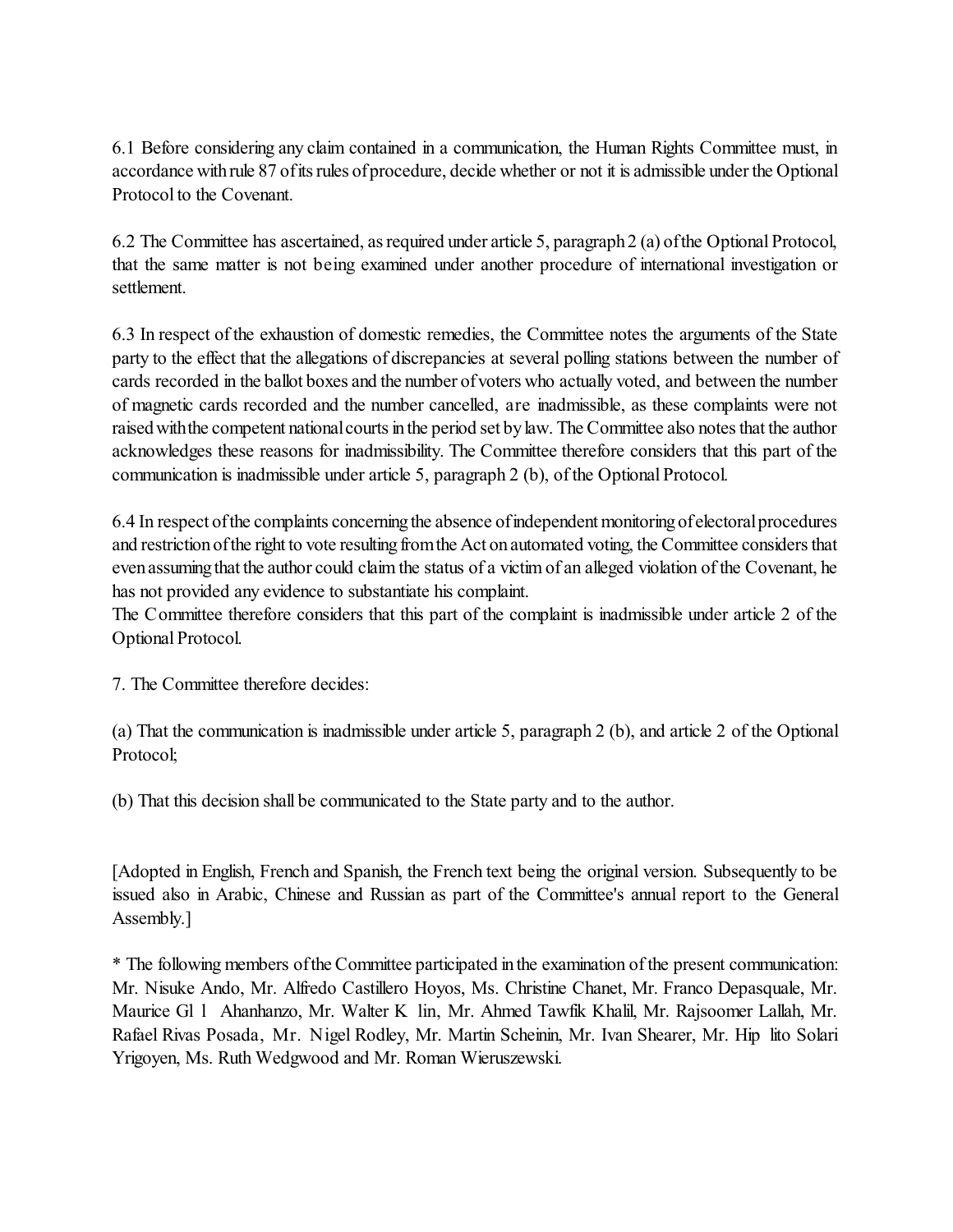6.1 Before considering any claim contained in a communication, the Human Rights Committee must, in accordance with rule 87 of its rules of procedure, decide whether or not it is admissible under the Optional Protocol to the Covenant.

6.2 The Committee has ascertained, as required under article 5, paragraph 2 (a) of the Optional Protocol, that the same matter is not being examined under another procedure of international investigation or settlement.

6.3 In respect of the exhaustion of domestic remedies, the Committee notes the arguments of the State party to the effect that the allegations of discrepancies at several polling stations between the number of cards recorded in the ballot boxes and the number of voters who actually voted, and between the number of magnetic cards recorded and the number cancelled, are inadmissible, as these complaints were not raised with the competent national courts in the period set by law. The Committee also notes that the author acknowledges these reasons for inadmissibility. The Committee therefore considers that this part of the communication is inadmissible under article 5, paragraph 2 (b), of the Optional Protocol.

6.4 In respect of the complaints concerning the absence of independent monitoring of electoral procedures and restriction of the right to vote resulting from the Act on automated voting, the Committee considers that even assuming that the author could claim the status of a victim of an alleged violation of the Covenant, he has not provided any evidence to substantiate his complaint.
The Committee therefore considers that this part of the complaint is inadmissible under article 2 of the Optional Protocol.

7. The Committee therefore decides:

(a) That the communication is inadmissible under article 5, paragraph 2 (b), and article 2 of the Optional Protocol;

(b) That this decision shall be communicated to the State party and to the author.

[Adopted in English, French and Spanish, the French text being the original version. Subsequently to be issued also in Arabic, Chinese and Russian as part of the Committee's annual report to the General Assembly.]

* The following members of the Committee participated in the examination of the present communication: Mr. Nisuke Ando, Mr. Alfredo Castillero Hoyos, Ms. Christine Chanet, Mr. Franco Depasquale, Mr. Maurice Gl l Ahanhanzo, Mr. Walter K lin, Mr. Ahmed Tawfik Khalil, Mr. Rajsoomer Lallah, Mr. Rafael Rivas Posada, Mr. Nigel Rodley, Mr. Martin Scheinin, Mr. Ivan Shearer, Mr. Hip lito Solari Yrigoyen, Ms. Ruth Wedgwood and Mr. Roman Wieruszewski.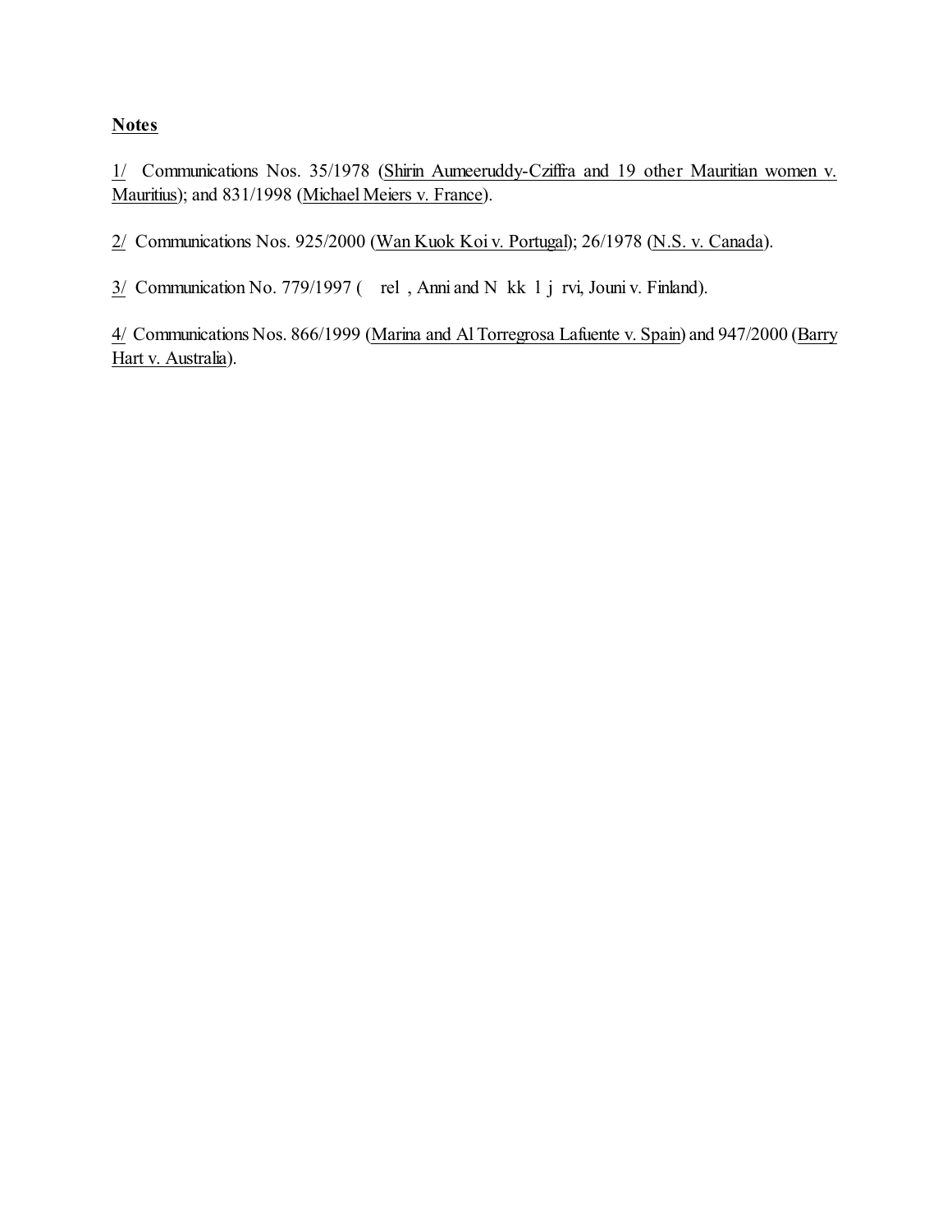**Notes**

1/ Communications Nos. 35/1978 (Shirin Aumeeruddy-Cziffra and 19 other Mauritian women v. Mauritius); and 831/1998 (Michael Meiers v. France).

2/ Communications Nos. 925/2000 (Wan Kuok Koi v. Portugal); 26/1978 (N.S. v. Canada).

3/ Communication No. 779/1997 ( rel , Anni and N kk l j rvi, Jouni v. Finland).

4/ Communications Nos. 866/1999 (Marina and Al Torregrosa Lafuente v. Spain) and 947/2000 (Barry Hart v. Australia).